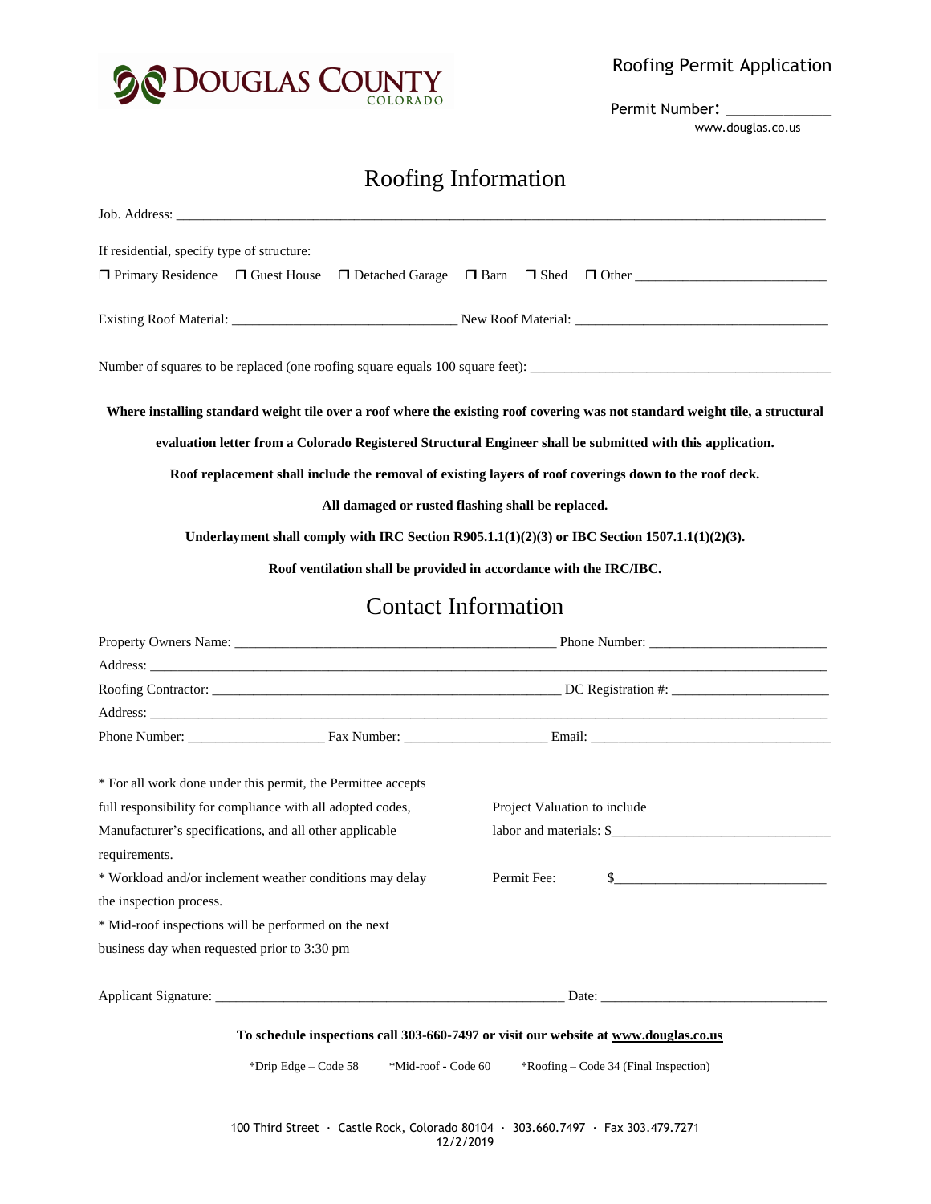DOUGLAS COUNTY
COLORADO

Roofing Permit Application

Permit Number: ____________

www.douglas.co.us

# Roofing Information

Job. Address: ______________________________________________________________________________

If residential, specify type of structure:

❒ Primary Residence ❒ Guest House ❒ Detached Garage ❒ Barn ❒ Shed ❒ Other __________________________

Existing Roof Material: _______________________________ New Roof Material: ___________________________________

Number of squares to be replaced (one roofing square equals 100 square feet): ___________________________________________

**Where installing standard weight tile over a roof where the existing roof covering was not standard weight tile, a structural evaluation letter from a Colorado Registered Structural Engineer shall be submitted with this application.**

**Roof replacement shall include the removal of existing layers of roof coverings down to the roof deck.**

**All damaged or rusted flashing shall be replaced.**

**Underlayment shall comply with IRC Section R905.1.1(1)(2)(3) or IBC Section 1507.1.1(1)(2)(3).**

**Roof ventilation shall be provided in accordance with the IRC/IBC.**

# Contact Information

Property Owners Name: _______________________________________________ Phone Number: _________________________

Address: ______________________________________________________________________________________________

Roofing Contractor: ___________________________________________________ DC Registration #: ______________________

Address: ______________________________________________________________________________________________

Phone Number: ____________________ Fax Number: ____________________ Email: __________________________________

* For all work done under this permit, the Permittee accepts full responsibility for compliance with all adopted codes, Manufacturer's specifications, and all other applicable requirements.
* Workload and/or inclement weather conditions may delay the inspection process.
* Mid-roof inspections will be performed on the next business day when requested prior to 3:30 pm

Project Valuation to include labor and materials: $_______________________________

Permit Fee: $______________________________

Applicant Signature: ___________________________________________________ Date: _________________________________

**To schedule inspections call 303-660-7497 or visit our website at www.douglas.co.us**

*Drip Edge – Code 58 *Mid-roof - Code 60 *Roofing – Code 34 (Final Inspection)

100 Third Street · Castle Rock, Colorado 80104 · 303.660.7497 · Fax 303.479.7271
12/2/2019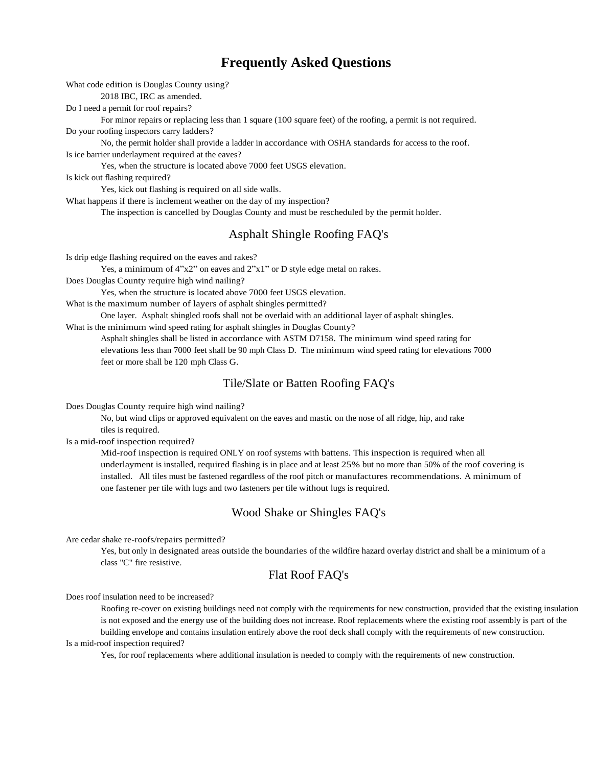# Frequently Asked Questions

What code edition is Douglas County using?

2018 IBC, IRC as amended.

Do I need a permit for roof repairs?

For minor repairs or replacing less than 1 square (100 square feet) of the roofing, a permit is not required.

Do your roofing inspectors carry ladders?

No, the permit holder shall provide a ladder in accordance with OSHA standards for access to the roof.

Is ice barrier underlayment required at the eaves?

Yes, when the structure is located above 7000 feet USGS elevation.

Is kick out flashing required?

Yes, kick out flashing is required on all side walls.

What happens if there is inclement weather on the day of my inspection?

The inspection is cancelled by Douglas County and must be rescheduled by the permit holder.

## Asphalt Shingle Roofing FAQ's

Is drip edge flashing required on the eaves and rakes?

Yes, a minimum of 4"x2" on eaves and 2"x1" or D style edge metal on rakes.

Does Douglas County require high wind nailing?

Yes, when the structure is located above 7000 feet USGS elevation.

What is the maximum number of layers of asphalt shingles permitted?

One layer. Asphalt shingled roofs shall not be overlaid with an additional layer of asphalt shingles.

What is the minimum wind speed rating for asphalt shingles in Douglas County?

Asphalt shingles shall be listed in accordance with ASTM D7158. The minimum wind speed rating for elevations less than 7000 feet shall be 90 mph Class D. The minimum wind speed rating for elevations 7000 feet or more shall be 120 mph Class G.

## Tile/Slate or Batten Roofing FAQ's

Does Douglas County require high wind nailing?

No, but wind clips or approved equivalent on the eaves and mastic on the nose of all ridge, hip, and rake tiles is required.

Is a mid-roof inspection required?

Mid-roof inspection is required ONLY on roof systems with battens. This inspection is required when all underlayment is installed, required flashing is in place and at least 25% but no more than 50% of the roof covering is installed. All tiles must be fastened regardless of the roof pitch or manufactures recommendations. A minimum of one fastener per tile with lugs and two fasteners per tile without lugs is required.

## Wood Shake or Shingles FAQ's

Are cedar shake re-roofs/repairs permitted?

Yes, but only in designated areas outside the boundaries of the wildfire hazard overlay district and shall be a minimum of a class "C" fire resistive.

## Flat Roof FAQ's

Does roof insulation need to be increased?

Roofing re-cover on existing buildings need not comply with the requirements for new construction, provided that the existing insulation is not exposed and the energy use of the building does not increase. Roof replacements where the existing roof assembly is part of the building envelope and contains insulation entirely above the roof deck shall comply with the requirements of new construction.

Is a mid-roof inspection required?

Yes, for roof replacements where additional insulation is needed to comply with the requirements of new construction.